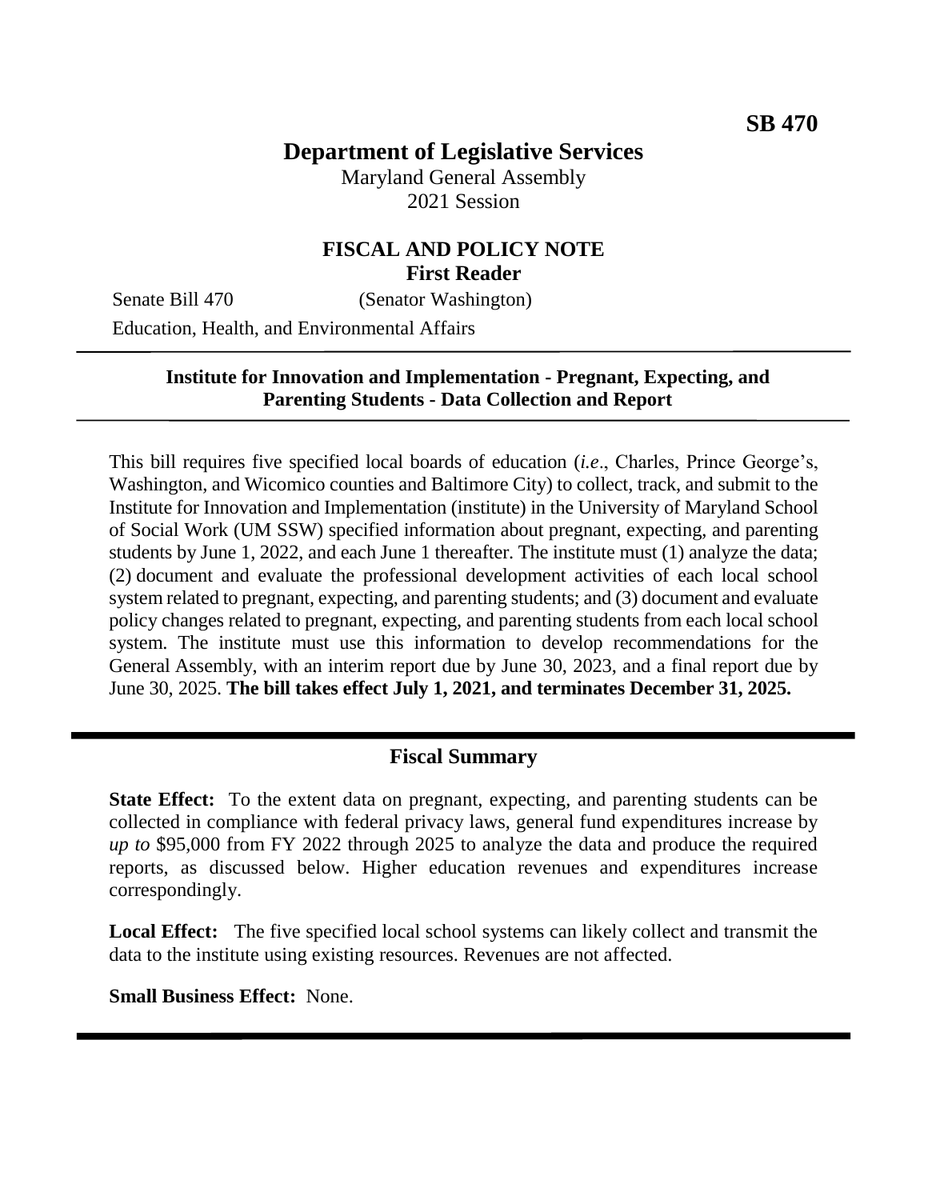**SB 470**

# Department of Legislative Services

Maryland General Assembly
2021 Session

## FISCAL AND POLICY NOTE
**First Reader**

Senate Bill 470 (Senator Washington)
Education, Health, and Environmental Affairs

---

**Institute for Innovation and Implementation - Pregnant, Expecting, and Parenting Students - Data Collection and Report**

---

This bill requires five specified local boards of education (*i.e*., Charles, Prince George's, Washington, and Wicomico counties and Baltimore City) to collect, track, and submit to the Institute for Innovation and Implementation (institute) in the University of Maryland School of Social Work (UM SSW) specified information about pregnant, expecting, and parenting students by June 1, 2022, and each June 1 thereafter. The institute must (1) analyze the data; (2) document and evaluate the professional development activities of each local school system related to pregnant, expecting, and parenting students; and (3) document and evaluate policy changes related to pregnant, expecting, and parenting students from each local school system. The institute must use this information to develop recommendations for the General Assembly, with an interim report due by June 30, 2023, and a final report due by June 30, 2025. **The bill takes effect July 1, 2021, and terminates December 31, 2025.**

---

## Fiscal Summary

**State Effect:** To the extent data on pregnant, expecting, and parenting students can be collected in compliance with federal privacy laws, general fund expenditures increase by *up to* $95,000 from FY 2022 through 2025 to analyze the data and produce the required reports, as discussed below. Higher education revenues and expenditures increase correspondingly.

**Local Effect:** The five specified local school systems can likely collect and transmit the data to the institute using existing resources. Revenues are not affected.

**Small Business Effect:** None.

---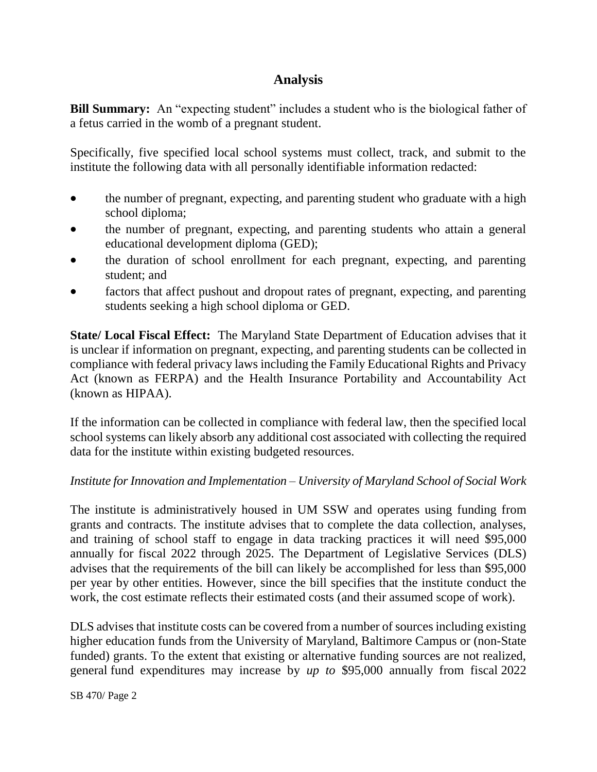## Analysis

**Bill Summary:** An "expecting student" includes a student who is the biological father of a fetus carried in the womb of a pregnant student.

Specifically, five specified local school systems must collect, track, and submit to the institute the following data with all personally identifiable information redacted:

- the number of pregnant, expecting, and parenting student who graduate with a high school diploma;
- the number of pregnant, expecting, and parenting students who attain a general educational development diploma (GED);
- the duration of school enrollment for each pregnant, expecting, and parenting student; and
- factors that affect pushout and dropout rates of pregnant, expecting, and parenting students seeking a high school diploma or GED.

**State/ Local Fiscal Effect:** The Maryland State Department of Education advises that it is unclear if information on pregnant, expecting, and parenting students can be collected in compliance with federal privacy laws including the Family Educational Rights and Privacy Act (known as FERPA) and the Health Insurance Portability and Accountability Act (known as HIPAA).

If the information can be collected in compliance with federal law, then the specified local school systems can likely absorb any additional cost associated with collecting the required data for the institute within existing budgeted resources.

*Institute for Innovation and Implementation – University of Maryland School of Social Work*

The institute is administratively housed in UM SSW and operates using funding from grants and contracts. The institute advises that to complete the data collection, analyses, and training of school staff to engage in data tracking practices it will need $95,000 annually for fiscal 2022 through 2025. The Department of Legislative Services (DLS) advises that the requirements of the bill can likely be accomplished for less than $95,000 per year by other entities. However, since the bill specifies that the institute conduct the work, the cost estimate reflects their estimated costs (and their assumed scope of work).

DLS advises that institute costs can be covered from a number of sources including existing higher education funds from the University of Maryland, Baltimore Campus or (non-State funded) grants. To the extent that existing or alternative funding sources are not realized, general fund expenditures may increase by *up to* $95,000 annually from fiscal 2022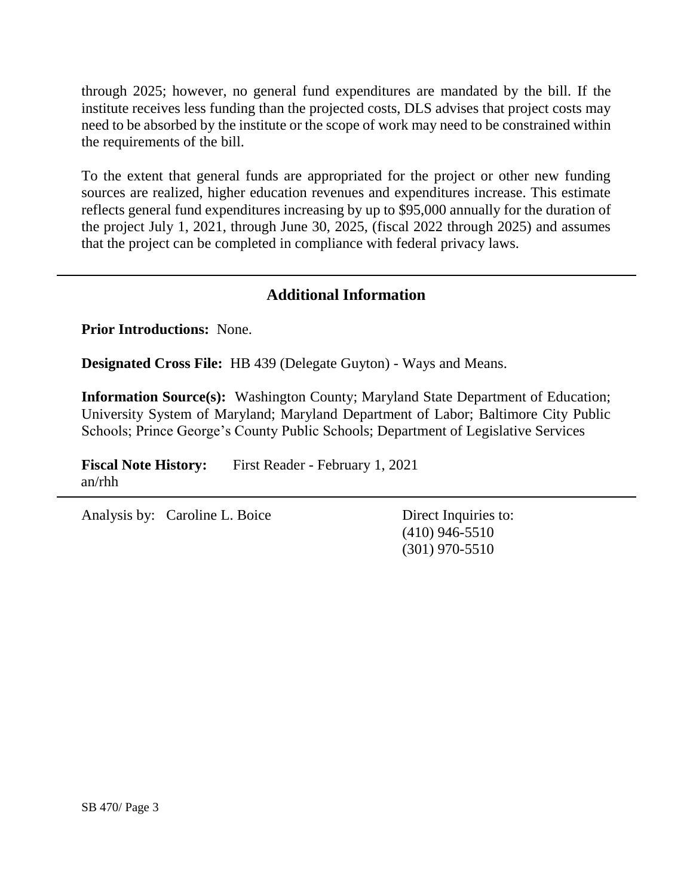through 2025; however, no general fund expenditures are mandated by the bill. If the institute receives less funding than the projected costs, DLS advises that project costs may need to be absorbed by the institute or the scope of work may need to be constrained within the requirements of the bill.

To the extent that general funds are appropriated for the project or other new funding sources are realized, higher education revenues and expenditures increase. This estimate reflects general fund expenditures increasing by up to $95,000 annually for the duration of the project July 1, 2021, through June 30, 2025, (fiscal 2022 through 2025) and assumes that the project can be completed in compliance with federal privacy laws.

## Additional Information

**Prior Introductions:** None.

**Designated Cross File:** HB 439 (Delegate Guyton) - Ways and Means.

**Information Source(s):** Washington County; Maryland State Department of Education; University System of Maryland; Maryland Department of Labor; Baltimore City Public Schools; Prince George's County Public Schools; Department of Legislative Services

**Fiscal Note History:** First Reader - February 1, 2021
an/rhh

Analysis by: Caroline L. Boice

Direct Inquiries to:
(410) 946-5510
(301) 970-5510